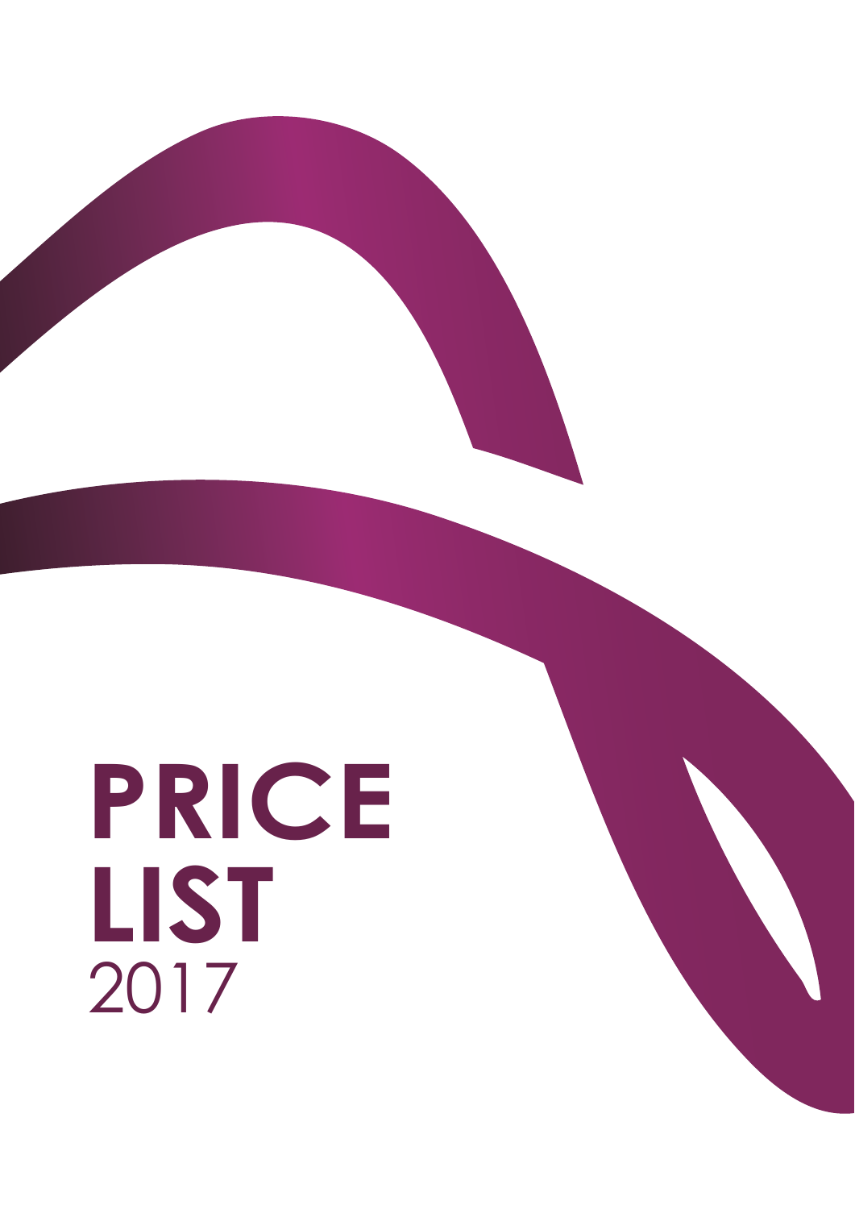# PRICE LIST

2017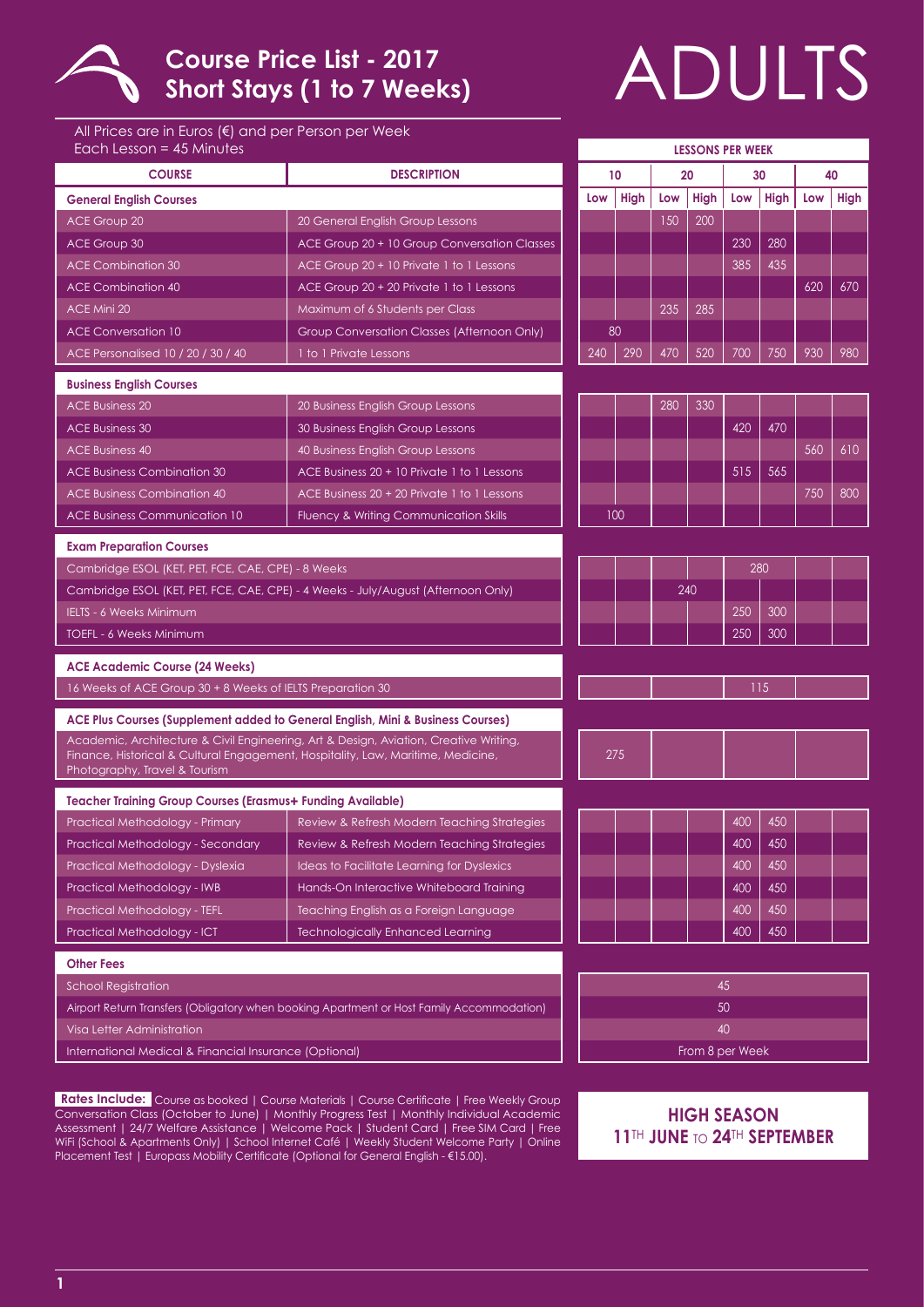# Course Price List - 2017
## Short Stays (1 to 7 Weeks)

# ADULTS

All Prices are in Euros (€) and per Person per Week
Each Lesson = 45 Minutes

| COURSE | DESCRIPTION | LESSONS PER WEEK | | | | | | | |
|---|---|---|---|---|---|---|---|---|---|
| | | 10 | | 20 | | 30 | | 40 | |
| | | Low | High | Low | High | Low | High | Low | High |
| **General English Courses** | | | | | | | | | |
| ACE Group 20 | 20 General English Group Lessons | | | 150 | 200 | | | | |
| ACE Group 30 | ACE Group 20 + 10 Group Conversation Classes | | | | | 230 | 280 | | |
| ACE Combination 30 | ACE Group 20 + 10 Private 1 to 1 Lessons | | | | | 385 | 435 | | |
| ACE Combination 40 | ACE Group 20 + 20 Private 1 to 1 Lessons | | | | | | | 620 | 670 |
| ACE Mini 20 | Maximum of 6 Students per Class | | | 235 | 285 | | | | |
| ACE Conversation 10 | Group Conversation Classes (Afternoon Only) | 80 | | | | | | | |
| ACE Personalised 10 / 20 / 30 / 40 | 1 to 1 Private Lessons | 240 | 290 | 470 | 520 | 700 | 750 | 930 | 980 |
| **Business English Courses** | | | | | | | | | |
| ACE Business 20 | 20 Business English Group Lessons | | | 280 | 330 | | | | |
| ACE Business 30 | 30 Business English Group Lessons | | | | | 420 | 470 | | |
| ACE Business 40 | 40 Business English Group Lessons | | | | | | | 560 | 610 |
| ACE Business Combination 30 | ACE Business 20 + 10 Private 1 to 1 Lessons | | | | | 515 | 565 | | |
| ACE Business Combination 40 | ACE Business 20 + 20 Private 1 to 1 Lessons | | | | | | | 750 | 800 |
| ACE Business Communication 10 | Fluency & Writing Communication Skills | 100 | | | | | | | |
| **Exam Preparation Courses** | | | | | | | | | |
| Cambridge ESOL (KET, PET, FCE, CAE, CPE) - 8 Weeks | | | | | | 280 | | | |
| Cambridge ESOL (KET, PET, FCE, CAE, CPE) - 4 Weeks - July/August (Afternoon Only) | | | | 240 | | | | | |
| IELTS - 6 Weeks Minimum | | | | | | 250 | 300 | | |
| TOEFL - 6 Weeks Minimum | | | | | | 250 | 300 | | |
| **ACE Academic Course (24 Weeks)** | | | | | | | | | |
| 16 Weeks of ACE Group 30 + 8 Weeks of IELTS Preparation 30 | | | | | | 115 | | | |
| **ACE Plus Courses (Supplement added to General English, Mini & Business Courses)** | | | | | | | | | |
| Academic, Architecture & Civil Engineering, Art & Design, Aviation, Creative Writing, Finance, Historical & Cultural Engagement, Hospitality, Law, Maritime, Medicine, Photography, Travel & Tourism | | 275 | | | | | | | |
| **Teacher Training Group Courses (Erasmus+ Funding Available)** | | | | | | | | | |
| Practical Methodology - Primary | Review & Refresh Modern Teaching Strategies | | | | | 400 | 450 | | |
| Practical Methodology - Secondary | Review & Refresh Modern Teaching Strategies | | | | | 400 | 450 | | |
| Practical Methodology - Dyslexia | Ideas to Facilitate Learning for Dyslexics | | | | | 400 | 450 | | |
| Practical Methodology - IWB | Hands-On Interactive Whiteboard Training | | | | | 400 | 450 | | |
| Practical Methodology - TEFL | Teaching English as a Foreign Language | | | | | 400 | 450 | | |
| Practical Methodology - ICT | Technologically Enhanced Learning | | | | | 400 | 450 | | |

| Other Fees | |
|---|---|
| School Registration | 45 |
| Airport Return Transfers (Obligatory when booking Apartment or Host Family Accommodation) | 50 |
| Visa Letter Administration | 40 |
| International Medical & Financial Insurance (Optional) | From 8 per Week |

**Rates Include:** Course as booked | Course Materials | Course Certificate | Free Weekly Group Conversation Class (October to June) | Monthly Progress Test | Monthly Individual Academic Assessment | 24/7 Welfare Assistance | Welcome Pack | Student Card | Free SIM Card | Free WiFi (School & Apartments Only) | School Internet Café | Weekly Student Welcome Party | Online Placement Test | Europass Mobility Certificate (Optional for General English - €15.00).

**HIGH SEASON**
**11TH JUNE TO 24TH SEPTEMBER**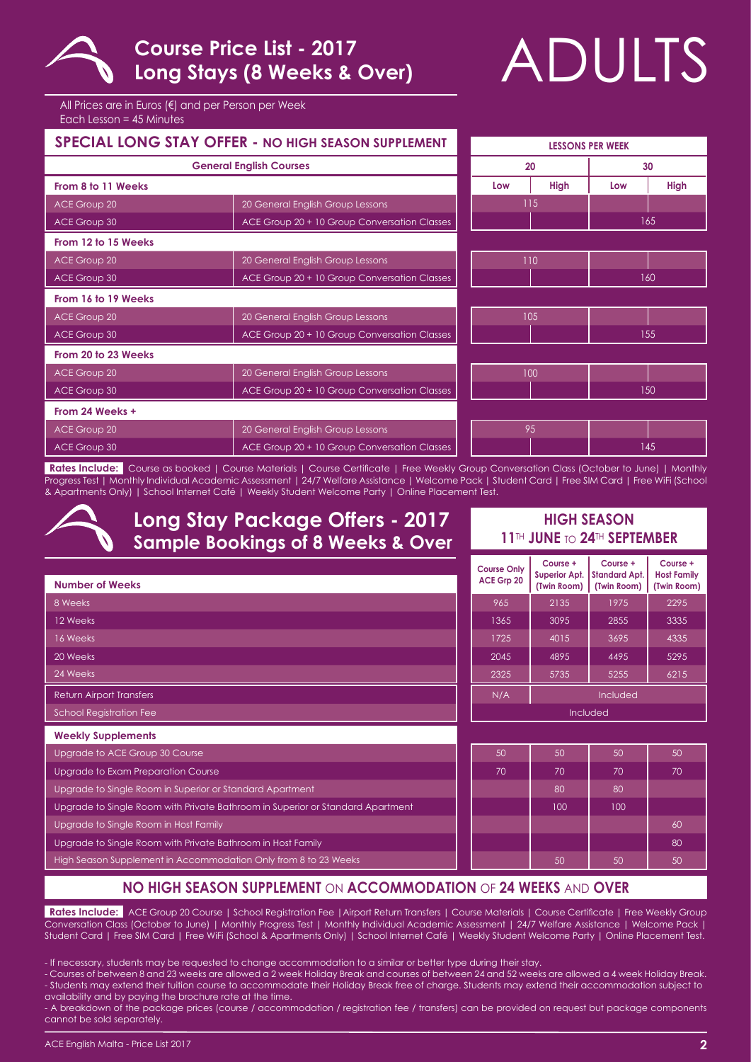# Course Price List - 2017
## Long Stays (8 Weeks & Over)

# ADULTS

All Prices are in Euros (€) and per Person per Week
Each Lesson = 45 Minutes

## SPECIAL LONG STAY OFFER - NO HIGH SEASON SUPPLEMENT

| General English Courses | | 20 Lessons per Week Low | 20 Lessons per Week High | 30 Lessons per Week Low | 30 Lessons per Week High |
|---|---|---|---|---|---|
| **From 8 to 11 Weeks** | | | | | |
| ACE Group 20 | 20 General English Group Lessons | 115 | | | |
| ACE Group 30 | ACE Group 20 + 10 Group Conversation Classes | | | 165 | |
| **From 12 to 15 Weeks** | | | | | |
| ACE Group 20 | 20 General English Group Lessons | 110 | | | |
| ACE Group 30 | ACE Group 20 + 10 Group Conversation Classes | | | 160 | |
| **From 16 to 19 Weeks** | | | | | |
| ACE Group 20 | 20 General English Group Lessons | 105 | | | |
| ACE Group 30 | ACE Group 20 + 10 Group Conversation Classes | | | 155 | |
| **From 20 to 23 Weeks** | | | | | |
| ACE Group 20 | 20 General English Group Lessons | 100 | | | |
| ACE Group 30 | ACE Group 20 + 10 Group Conversation Classes | | | 150 | |
| **From 24 Weeks +** | | | | | |
| ACE Group 20 | 20 General English Group Lessons | 95 | | | |
| ACE Group 30 | ACE Group 20 + 10 Group Conversation Classes | | | 145 | |

**Rates Include:** Course as booked | Course Materials | Course Certificate | Free Weekly Group Conversation Class (October to June) | Monthly Progress Test | Monthly Individual Academic Assessment | 24/7 Welfare Assistance | Welcome Pack | Student Card | Free SIM Card | Free WiFi (School & Apartments Only) | School Internet Café | Weekly Student Welcome Party | Online Placement Test.

# Long Stay Package Offers - 2017
## Sample Bookings of 8 Weeks & Over

### HIGH SEASON 11TH JUNE TO 24TH SEPTEMBER

| Number of Weeks | Course Only ACE Grp 20 | Course + Superior Apt. (Twin Room) | Course + Standard Apt. (Twin Room) | Course + Host Family (Twin Room) |
|---|---|---|---|---|
| 8 Weeks | 965 | 2135 | 1975 | 2295 |
| 12 Weeks | 1365 | 3095 | 2855 | 3335 |
| 16 Weeks | 1725 | 4015 | 3695 | 4335 |
| 20 Weeks | 2045 | 4895 | 4495 | 5295 |
| 24 Weeks | 2325 | 5735 | 5255 | 6215 |
| Return Airport Transfers | N/A | Included | | |
| School Registration Fee | Included | | | |
| **Weekly Supplements** | | | | |
| Upgrade to ACE Group 30 Course | 50 | 50 | 50 | 50 |
| Upgrade to Exam Preparation Course | 70 | 70 | 70 | 70 |
| Upgrade to Single Room in Superior or Standard Apartment | | 80 | 80 | |
| Upgrade to Single Room with Private Bathroom in Superior or Standard Apartment | | 100 | 100 | |
| Upgrade to Single Room in Host Family | | | | 60 |
| Upgrade to Single Room with Private Bathroom in Host Family | | | | 80 |
| High Season Supplement in Accommodation Only from 8 to 23 Weeks | | 50 | 50 | 50 |

### NO HIGH SEASON SUPPLEMENT ON ACCOMMODATION OF 24 WEEKS AND OVER

**Rates Include:** ACE Group 20 Course | School Registration Fee | Airport Return Transfers | Course Materials | Course Certificate | Free Weekly Group Conversation Class (October to June) | Monthly Progress Test | Monthly Individual Academic Assessment | 24/7 Welfare Assistance | Welcome Pack | Student Card | Free SIM Card | Free WiFi (School & Apartments Only) | School Internet Café | Weekly Student Welcome Party | Online Placement Test.

- If necessary, students may be requested to change accommodation to a similar or better type during their stay.
- Courses of between 8 and 23 weeks are allowed a 2 week Holiday Break and courses of between 24 and 52 weeks are allowed a 4 week Holiday Break.
- Students may extend their tuition course to accommodate their Holiday Break free of charge. Students may extend their accommodation subject to availability and by paying the brochure rate at the time.
- A breakdown of the package prices (course / accommodation / registration fee / transfers) can be provided on request but package components cannot be sold separately.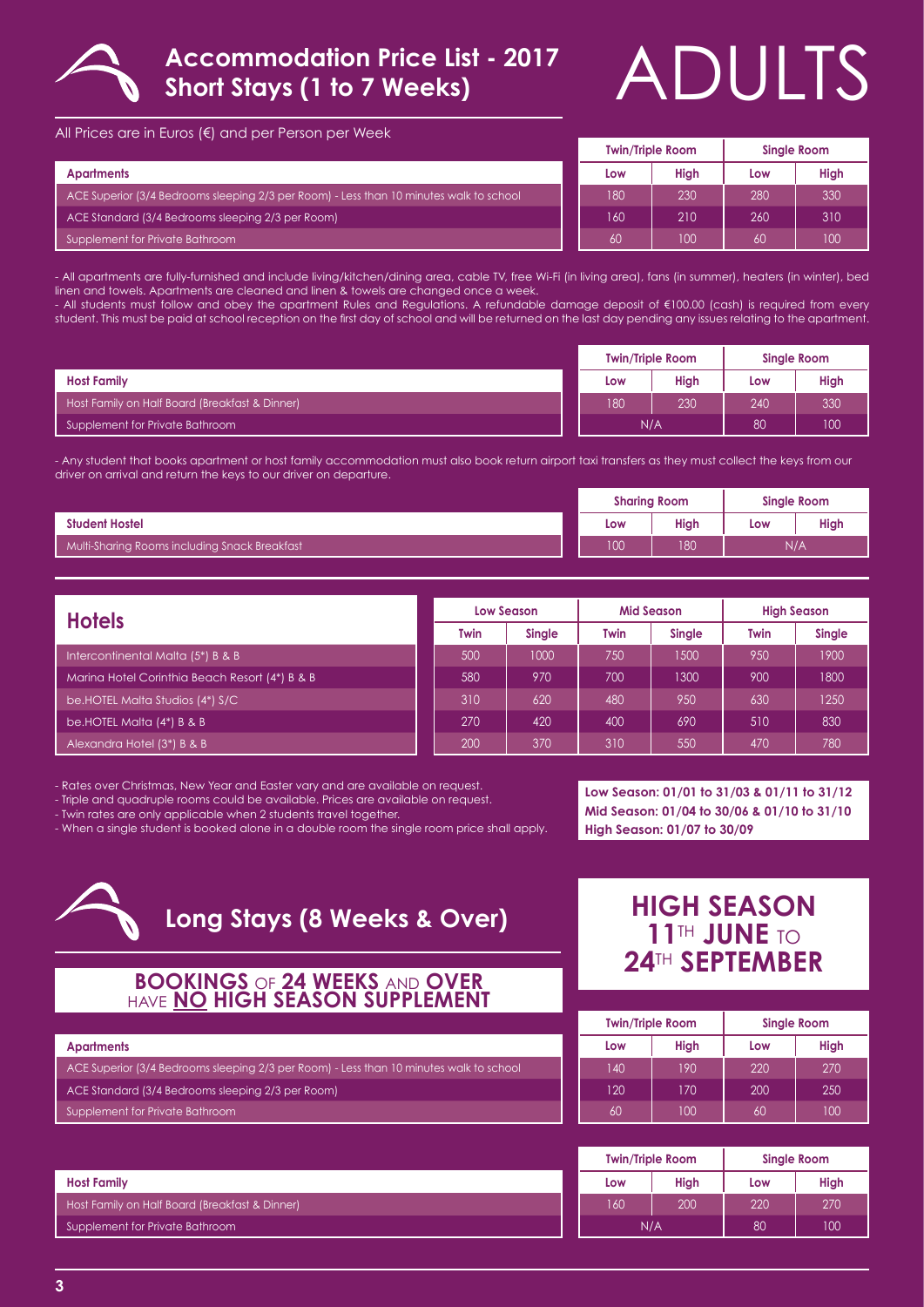# Accommodation Price List - 2017
## Short Stays (1 to 7 Weeks)

# ADULTS

All Prices are in Euros (€) and per Person per Week

| Apartments | Twin/Triple Room | | Single Room | |
|---|---|---|---|---|
| | Low | High | Low | High |
| ACE Superior (3/4 Bedrooms sleeping 2/3 per Room) - Less than 10 minutes walk to school | 180 | 230 | 280 | 330 |
| ACE Standard (3/4 Bedrooms sleeping 2/3 per Room) | 160 | 210 | 260 | 310 |
| Supplement for Private Bathroom | 60 | 100 | 60 | 100 |

- All apartments are fully-furnished and include living/kitchen/dining area, cable TV, free Wi-Fi (in living area), fans (in summer), heaters (in winter), bed linen and towels. Apartments are cleaned and linen & towels are changed once a week.
- All students must follow and obey the apartment Rules and Regulations. A refundable damage deposit of €100.00 (cash) is required from every student. This must be paid at school reception on the first day of school and will be returned on the last day pending any issues relating to the apartment.

| Host Family | Twin/Triple Room | | Single Room | |
|---|---|---|---|---|
| | Low | High | Low | High |
| Host Family on Half Board (Breakfast & Dinner) | 180 | 230 | 240 | 330 |
| Supplement for Private Bathroom | N/A | | 80 | 100 |

- Any student that books apartment or host family accommodation must also book return airport taxi transfers as they must collect the keys from our driver on arrival and return the keys to our driver on departure.

| Student Hostel | Sharing Room | | Single Room | |
|---|---|---|---|---|
| | Low | High | Low | High |
| Multi-Sharing Rooms including Snack Breakfast | 100 | 180 | N/A | |

| Hotels | Low Season | | Mid Season | | High Season | |
|---|---|---|---|---|---|---|
| | Twin | Single | Twin | Single | Twin | Single |
| Intercontinental Malta (5*) B & B | 500 | 1000 | 750 | 1500 | 950 | 1900 |
| Marina Hotel Corinthia Beach Resort (4*) B & B | 580 | 970 | 700 | 1300 | 900 | 1800 |
| be.HOTEL Malta Studios (4*) S/C | 310 | 620 | 480 | 950 | 630 | 1250 |
| be.HOTEL Malta (4*) B & B | 270 | 420 | 400 | 690 | 510 | 830 |
| Alexandra Hotel (3*) B & B | 200 | 370 | 310 | 550 | 470 | 780 |

- Rates over Christmas, New Year and Easter vary and are available on request.
- Triple and quadruple rooms could be available. Prices are available on request.
- Twin rates are only applicable when 2 students travel together.
- When a single student is booked alone in a double room the single room price shall apply.

**Low Season: 01/01 to 31/03 & 01/11 to 31/12**
**Mid Season: 01/04 to 30/06 & 01/10 to 31/10**
**High Season: 01/07 to 30/09**

## Long Stays (8 Weeks & Over)

**BOOKINGS OF 24 WEEKS AND OVER HAVE NO HIGH SEASON SUPPLEMENT**

**HIGH SEASON 11TH JUNE TO 24TH SEPTEMBER**

| Apartments | Twin/Triple Room | | Single Room | |
|---|---|---|---|---|
| | Low | High | Low | High |
| ACE Superior (3/4 Bedrooms sleeping 2/3 per Room) - Less than 10 minutes walk to school | 140 | 190 | 220 | 270 |
| ACE Standard (3/4 Bedrooms sleeping 2/3 per Room) | 120 | 170 | 200 | 250 |
| Supplement for Private Bathroom | 60 | 100 | 60 | 100 |

| Host Family | Twin/Triple Room | | Single Room | |
|---|---|---|---|---|
| | Low | High | Low | High |
| Host Family on Half Board (Breakfast & Dinner) | 160 | 200 | 220 | 270 |
| Supplement for Private Bathroom | N/A | | 80 | 100 |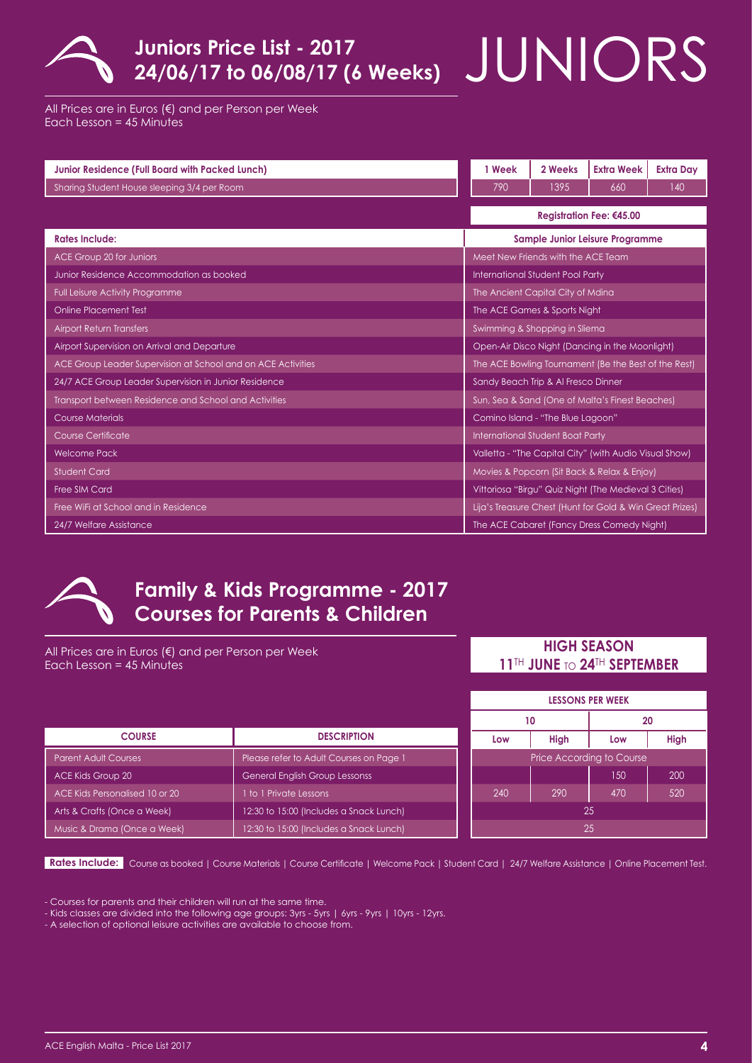# Juniors Price List - 2017
## 24/06/17 to 06/08/17 (6 Weeks)

JUNIORS

All Prices are in Euros (€) and per Person per Week
Each Lesson = 45 Minutes

| Junior Residence (Full Board with Packed Lunch) | 1 Week | 2 Weeks | Extra Week | Extra Day |
|---|---|---|---|---|
| Sharing Student House sleeping 3/4 per Room | 790 | 1395 | 660 | 140 |

**Registration Fee: €45.00**

| Rates Include: | Sample Junior Leisure Programme |
|---|---|
| ACE Group 20 for Juniors | Meet New Friends with the ACE Team |
| Junior Residence Accommodation as booked | International Student Pool Party |
| Full Leisure Activity Programme | The Ancient Capital City of Mdina |
| Online Placement Test | The ACE Games & Sports Night |
| Airport Return Transfers | Swimming & Shopping in Sliema |
| Airport Supervision on Arrival and Departure | Open-Air Disco Night (Dancing in the Moonlight) |
| ACE Group Leader Supervision at School and on ACE Activities | The ACE Bowling Tournament (Be the Best of the Rest) |
| 24/7 ACE Group Leader Supervision in Junior Residence | Sandy Beach Trip & Al Fresco Dinner |
| Transport between Residence and School and Activities | Sun, Sea & Sand (One of Malta's Finest Beaches) |
| Course Materials | Comino Island - "The Blue Lagoon" |
| Course Certificate | International Student Boat Party |
| Welcome Pack | Valletta - "The Capital City" (with Audio Visual Show) |
| Student Card | Movies & Popcorn (Sit Back & Relax & Enjoy) |
| Free SIM Card | Vittoriosa "Birgu" Quiz Night (The Medieval 3 Cities) |
| Free WiFi at School and in Residence | Lija's Treasure Chest (Hunt for Gold & Win Great Prizes) |
| 24/7 Welfare Assistance | The ACE Cabaret (Fancy Dress Comedy Night) |

# Family & Kids Programme - 2017
## Courses for Parents & Children

All Prices are in Euros (€) and per Person per Week
Each Lesson = 45 Minutes

**HIGH SEASON**
**11TH JUNE TO 24TH SEPTEMBER**

| | | LESSONS PER WEEK | | | |
|---|---|---|---|---|---|
| | | 10 | | 20 | |
| COURSE | DESCRIPTION | Low | High | Low | High |
| Parent Adult Courses | Please refer to Adult Courses on Page 1 | Price According to Course | | | |
| ACE Kids Group 20 | General English Group Lessonss | | | 150 | 200 |
| ACE Kids Personalised 10 or 20 | 1 to 1 Private Lessons | 240 | 290 | 470 | 520 |
| Arts & Crafts (Once a Week) | 12:30 to 15:00 (Includes a Snack Lunch) | 25 | | | |
| Music & Drama (Once a Week) | 12:30 to 15:00 (Includes a Snack Lunch) | 25 | | | |

**Rates Include:** Course as booked | Course Materials | Course Certificate | Welcome Pack | Student Card | 24/7 Welfare Assistance | Online Placement Test.

- Courses for parents and their children will run at the same time.
- Kids classes are divided into the following age groups: 3yrs - 5yrs | 6yrs - 9yrs | 10yrs - 12yrs.
- A selection of optional leisure activities are available to choose from.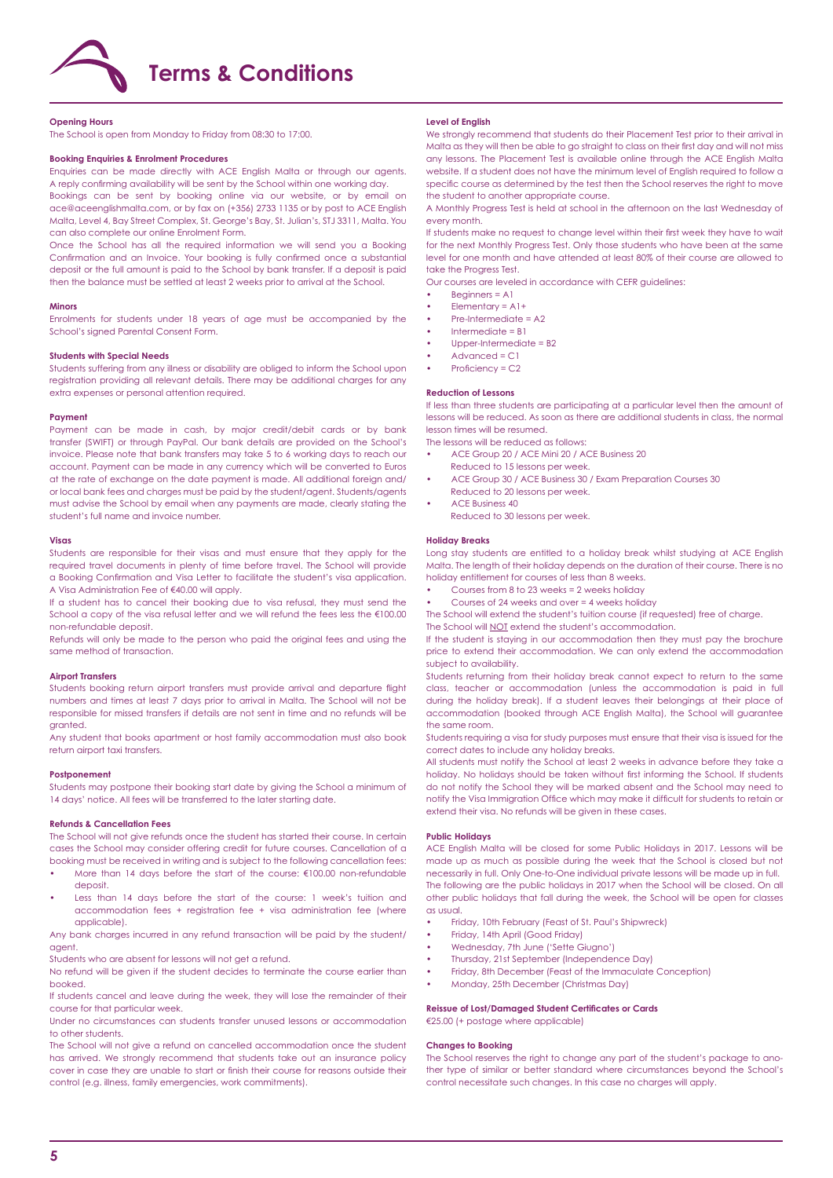# Terms & Conditions

### Opening Hours

The School is open from Monday to Friday from 08:30 to 17:00.

### Booking Enquiries & Enrolment Procedures

Enquiries can be made directly with ACE English Malta or through our agents. A reply confirming availability will be sent by the School within one working day.

Bookings can be sent by booking online via our website, or by email on ace@aceenglishmalta.com, or by fax on (+356) 2733 1135 or by post to ACE English Malta, Level 4, Bay Street Complex, St. George's Bay, St. Julian's, STJ 3311, Malta. You can also complete our online Enrolment Form.

Once the School has all the required information we will send you a Booking Confirmation and an Invoice. Your booking is fully confirmed once a substantial deposit or the full amount is paid to the School by bank transfer. If a deposit is paid then the balance must be settled at least 2 weeks prior to arrival at the School.

### Minors

Enrolments for students under 18 years of age must be accompanied by the School's signed Parental Consent Form.

### Students with Special Needs

Students suffering from any illness or disability are obliged to inform the School upon registration providing all relevant details. There may be additional charges for any extra expenses or personal attention required.

### Payment

Payment can be made in cash, by major credit/debit cards or by bank transfer (SWIFT) or through PayPal. Our bank details are provided on the School's invoice. Please note that bank transfers may take 5 to 6 working days to reach our account. Payment can be made in any currency which will be converted to Euros at the rate of exchange on the date payment is made. All additional foreign and/or local bank fees and charges must be paid by the student/agent. Students/agents must advise the School by email when any payments are made, clearly stating the student's full name and invoice number.

### Visas

Students are responsible for their visas and must ensure that they apply for the required travel documents in plenty of time before travel. The School will provide a Booking Confirmation and Visa Letter to facilitate the student's visa application. A Visa Administration Fee of €40.00 will apply.

If a student has to cancel their booking due to visa refusal, they must send the School a copy of the visa refusal letter and we will refund the fees less the €100.00 non-refundable deposit.

Refunds will only be made to the person who paid the original fees and using the same method of transaction.

### Airport Transfers

Students booking return airport transfers must provide arrival and departure flight numbers and times at least 7 days prior to arrival in Malta. The School will not be responsible for missed transfers if details are not sent in time and no refunds will be granted.

Any student that books apartment or host family accommodation must also book return airport taxi transfers.

### Postponement

Students may postpone their booking start date by giving the School a minimum of 14 days' notice. All fees will be transferred to the later starting date.

### Refunds & Cancellation Fees

The School will not give refunds once the student has started their course. In certain cases the School may consider offering credit for future courses. Cancellation of a booking must be received in writing and is subject to the following cancellation fees:

- More than 14 days before the start of the course: €100.00 non-refundable deposit.
- Less than 14 days before the start of the course: 1 week's tuition and accommodation fees + registration fee + visa administration fee (where applicable).

Any bank charges incurred in any refund transaction will be paid by the student/agent.

Students who are absent for lessons will not get a refund.

No refund will be given if the student decides to terminate the course earlier than booked.

If students cancel and leave during the week, they will lose the remainder of their course for that particular week.

Under no circumstances can students transfer unused lessons or accommodation to other students.

The School will not give a refund on cancelled accommodation once the student has arrived. We strongly recommend that students take out an insurance policy cover in case they are unable to start or finish their course for reasons outside their control (e.g. illness, family emergencies, work commitments).

### Level of English

We strongly recommend that students do their Placement Test prior to their arrival in Malta as they will then be able to go straight to class on their first day and will not miss any lessons. The Placement Test is available online through the ACE English Malta website. If a student does not have the minimum level of English required to follow a specific course as determined by the test then the School reserves the right to move the student to another appropriate course.

A Monthly Progress Test is held at school in the afternoon on the last Wednesday of every month.

If students make no request to change level within their first week they have to wait for the next Monthly Progress Test. Only those students who have been at the same level for one month and have attended at least 80% of their course are allowed to take the Progress Test.

Our courses are leveled in accordance with CEFR guidelines:

- Beginners = A1
- Elementary = A1+
- Pre-Intermediate = A2
- Intermediate = B1
- Upper-Intermediate = B2
- Advanced = C1
- Proficiency = C2

### Reduction of Lessons

If less than three students are participating at a particular level then the amount of lessons will be reduced. As soon as there are additional students in class, the normal lesson times will be resumed.

The lessons will be reduced as follows:

- ACE Group 20 / ACE Mini 20 / ACE Business 20
  Reduced to 15 lessons per week.
- ACE Group 30 / ACE Business 30 / Exam Preparation Courses 30
  Reduced to 20 lessons per week.
- ACE Business 40
  Reduced to 30 lessons per week.

### Holiday Breaks

Long stay students are entitled to a holiday break whilst studying at ACE English Malta. The length of their holiday depends on the duration of their course. There is no holiday entitlement for courses of less than 8 weeks.

- Courses from 8 to 23 weeks = 2 weeks holiday
- Courses of 24 weeks and over = 4 weeks holiday

The School will extend the student's tuition course (if requested) free of charge.

The School will NOT extend the student's accommodation.

If the student is staying in our accommodation then they must pay the brochure price to extend their accommodation. We can only extend the accommodation subject to availability.

Students returning from their holiday break cannot expect to return to the same class, teacher or accommodation (unless the accommodation is paid in full during the holiday break). If a student leaves their belongings at their place of accommodation (booked through ACE English Malta), the School will guarantee the same room.

Students requiring a visa for study purposes must ensure that their visa is issued for the correct dates to include any holiday breaks.

All students must notify the School at least 2 weeks in advance before they take a holiday. No holidays should be taken without first informing the School. If students do not notify the School they will be marked absent and the School may need to notify the Visa Immigration Office which may make it difficult for students to retain or extend their visa. No refunds will be given in these cases.

### Public Holidays

ACE English Malta will be closed for some Public Holidays in 2017. Lessons will be made up as much as possible during the week that the School is closed but not necessarily in full. Only One-to-One individual private lessons will be made up in full. The following are the public holidays in 2017 when the School will be closed. On all other public holidays that fall during the week, the School will be open for classes as usual.

- Friday, 10th February (Feast of St. Paul's Shipwreck)
- Friday, 14th April (Good Friday)
- Wednesday, 7th June ('Sette Giugno')
- Thursday, 21st September (Independence Day)
- Friday, 8th December (Feast of the Immaculate Conception)
- Monday, 25th December (Christmas Day)

### Reissue of Lost/Damaged Student Certificates or Cards

€25.00 (+ postage where applicable)

### Changes to Booking

The School reserves the right to change any part of the student's package to another type of similar or better standard where circumstances beyond the School's control necessitate such changes. In this case no charges will apply.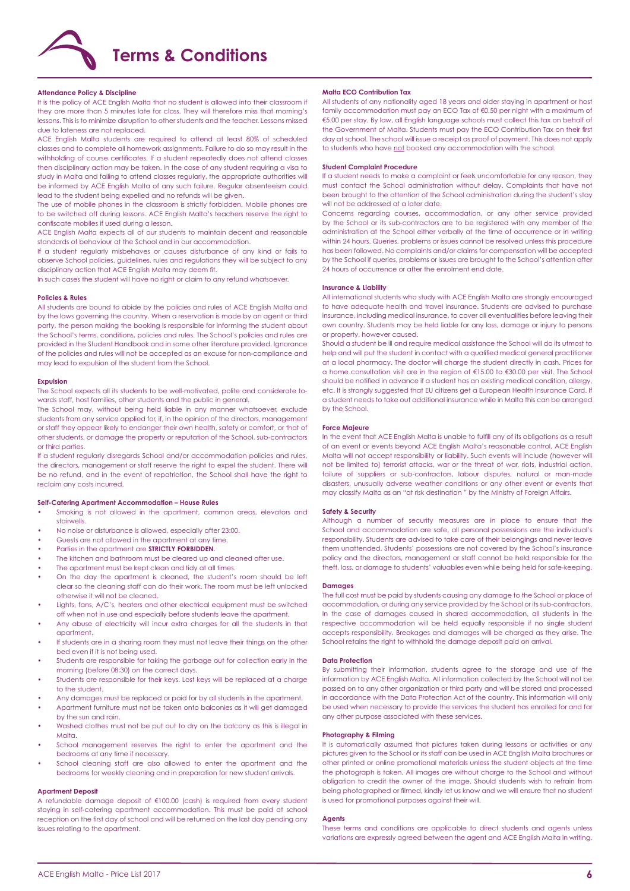# Terms & Conditions

### Attendance Policy & Discipline

It is the policy of ACE English Malta that no student is allowed into their classroom if they are more than 5 minutes late for class. They will therefore miss that morning's lessons. This is to minimize disruption to other students and the teacher. Lessons missed due to lateness are not replaced.

ACE English Malta students are required to attend at least 80% of scheduled classes and to complete all homework assignments. Failure to do so may result in the withholding of course certificates. If a student repeatedly does not attend classes then disciplinary action may be taken. In the case of any student requiring a visa to study in Malta and failing to attend classes regularly, the appropriate authorities will be informed by ACE English Malta of any such failure. Regular absenteeism could lead to the student being expelled and no refunds will be given.

The use of mobile phones in the classroom is strictly forbidden. Mobile phones are to be switched off during lessons. ACE English Malta's teachers reserve the right to confiscate mobiles if used during a lesson.

ACE English Malta expects all of our students to maintain decent and reasonable standards of behaviour at the School and in our accommodation.

If a student regularly misbehaves or causes disturbance of any kind or fails to observe School policies, guidelines, rules and regulations they will be subject to any disciplinary action that ACE English Malta may deem fit.

In such cases the student will have no right or claim to any refund whatsoever.

### Policies & Rules

All students are bound to abide by the policies and rules of ACE English Malta and by the laws governing the country. When a reservation is made by an agent or third party, the person making the booking is responsible for informing the student about the School's terms, conditions, policies and rules. The School's policies and rules are provided in the Student Handbook and in some other literature provided. Ignorance of the policies and rules will not be accepted as an excuse for non-compliance and may lead to expulsion of the student from the School.

### Expulsion

The School expects all its students to be well-motivated, polite and considerate towards staff, host families, other students and the public in general.

The School may, without being held liable in any manner whatsoever, exclude students from any service applied for, if, in the opinion of the directors, management or staff they appear likely to endanger their own health, safety or comfort, or that of other students, or damage the property or reputation of the School, sub-contractors or third parties.

If a student regularly disregards School and/or accommodation policies and rules, the directors, management or staff reserve the right to expel the student. There will be no refund, and in the event of repatriation, the School shall have the right to reclaim any costs incurred.

### Self-Catering Apartment Accommodation – House Rules

- Smoking is not allowed in the apartment, common areas, elevators and stairwells.
- No noise or disturbance is allowed, especially after 23:00.
- Guests are not allowed in the apartment at any time.
- Parties in the apartment are **STRICTLY FORBIDDEN**.
- The kitchen and bathroom must be cleared up and cleaned after use.
- The apartment must be kept clean and tidy at all times.
- On the day the apartment is cleaned, the student's room should be left clear so the cleaning staff can do their work. The room must be left unlocked otherwise it will not be cleaned.
- Lights, fans, A/C's, heaters and other electrical equipment must be switched off when not in use and especially before students leave the apartment.
- Any abuse of electricity will incur extra charges for all the students in that apartment.
- If students are in a sharing room they must not leave their things on the other bed even if it is not being used.
- Students are responsible for taking the garbage out for collection early in the morning (before 08:30) on the correct days.
- Students are responsible for their keys. Lost keys will be replaced at a charge to the student.
- Any damages must be replaced or paid for by all students in the apartment.
- Apartment furniture must not be taken onto balconies as it will get damaged by the sun and rain.
- Washed clothes must not be put out to dry on the balcony as this is illegal in Malta.
- School management reserves the right to enter the apartment and the bedrooms at any time if necessary.
- School cleaning staff are also allowed to enter the apartment and the bedrooms for weekly cleaning and in preparation for new student arrivals.

### Apartment Deposit

A refundable damage deposit of €100.00 (cash) is required from every student staying in self-catering apartment accommodation. This must be paid at school reception on the first day of school and will be returned on the last day pending any issues relating to the apartment.

### Malta ECO Contribution Tax

All students of any nationality aged 18 years and older staying in apartment or host family accommodation must pay an ECO Tax of €0.50 per night with a maximum of €5.00 per stay. By law, all English language schools must collect this tax on behalf of the Government of Malta. Students must pay the ECO Contribution Tax on their first day at school. The school will issue a receipt as proof of payment. This does not apply to students who have not booked any accommodation with the school.

### Student Complaint Procedure

If a student needs to make a complaint or feels uncomfortable for any reason, they must contact the School administration without delay. Complaints that have not been brought to the attention of the School administration during the student's stay will not be addressed at a later date.

Concerns regarding courses, accommodation, or any other service provided by the School or its sub-contractors are to be registered with any member of the administration at the School either verbally at the time of occurrence or in writing within 24 hours. Queries, problems or issues cannot be resolved unless this procedure has been followed. No complaints and/or claims for compensation will be accepted by the School if queries, problems or issues are brought to the School's attention after 24 hours of occurrence or after the enrolment end date.

### Insurance & Liability

All international students who study with ACE English Malta are strongly encouraged to have adequate health and travel insurance. Students are advised to purchase insurance, including medical insurance, to cover all eventualities before leaving their own country. Students may be held liable for any loss, damage or injury to persons or property, however caused.

Should a student be ill and require medical assistance the School will do its utmost to help and will put the student in contact with a qualified medical general practitioner at a local pharmacy. The doctor will charge the student directly in cash. Prices for a home consultation visit are in the region of €15.00 to €30.00 per visit. The School should be notified in advance if a student has an existing medical condition, allergy, etc. It is strongly suggested that EU citizens get a European Health Insurance Card. If a student needs to take out additional insurance while in Malta this can be arranged by the School.

### Force Majeure

In the event that ACE English Malta is unable to fulfill any of its obligations as a result of an event or events beyond ACE English Malta's reasonable control, ACE English Malta will not accept responsibility or liability. Such events will include (however will not be limited to) terrorist attacks, war or the threat of war, riots, industrial action, failure of suppliers or sub-contractors, labour disputes, natural or man-made disasters, unusually adverse weather conditions or any other event or events that may classify Malta as an "at risk destination " by the Ministry of Foreign Affairs.

### Safety & Security

Although a number of security measures are in place to ensure that the School and accommodation are safe, all personal possessions are the individual's responsibility. Students are advised to take care of their belongings and never leave them unattended. Students' possessions are not covered by the School's insurance policy and the directors, management or staff cannot be held responsible for the theft, loss, or damage to students' valuables even while being held for safe-keeping.

### Damages

The full cost must be paid by students causing any damage to the School or place of accommodation, or during any service provided by the School or its sub-contractors. In the case of damages caused in shared accommodation, all students in the respective accommodation will be held equally responsible if no single student accepts responsibility. Breakages and damages will be charged as they arise. The School retains the right to withhold the damage deposit paid on arrival.

### Data Protection

By submitting their information, students agree to the storage and use of the information by ACE English Malta. All information collected by the School will not be passed on to any other organization or third party and will be stored and processed in accordance with the Data Protection Act of the country. This information will only be used when necessary to provide the services the student has enrolled for and for any other purpose associated with these services.

### Photography & Filming

It is automatically assumed that pictures taken during lessons or activities or any pictures given to the School or its staff can be used in ACE English Malta brochures or other printed or online promotional materials unless the student objects at the time the photograph is taken. All images are without charge to the School and without obligation to credit the owner of the image. Should students wish to refrain from being photographed or filmed, kindly let us know and we will ensure that no student is used for promotional purposes against their will.

### Agents

These terms and conditions are applicable to direct students and agents unless variations are expressly agreed between the agent and ACE English Malta in writing.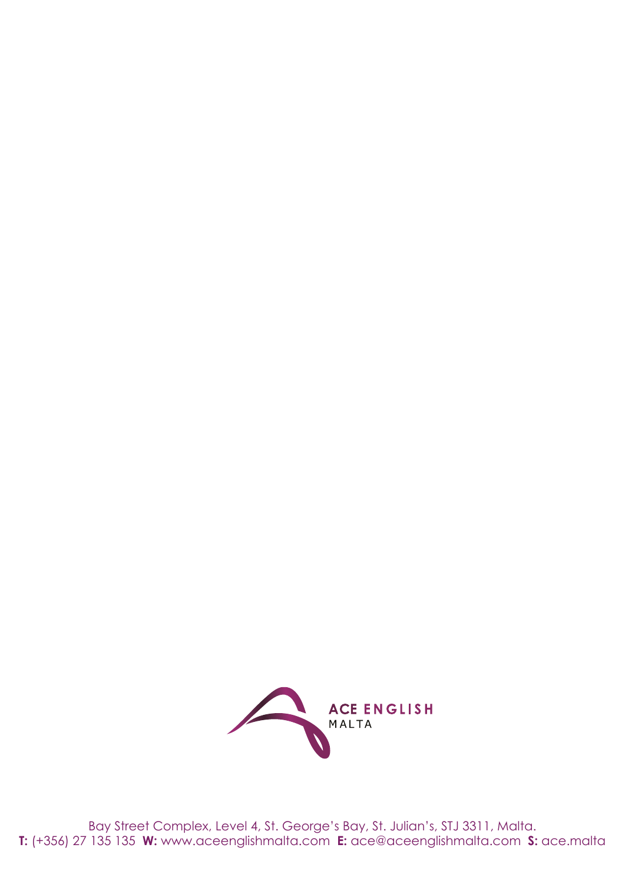ACE ENGLISH
MALTA

Bay Street Complex, Level 4, St. George's Bay, St. Julian's, STJ 3311, Malta.
**T:** (+356) 27 135 135 **W:** www.aceenglishmalta.com **E:** ace@aceenglishmalta.com **S:** ace.malta